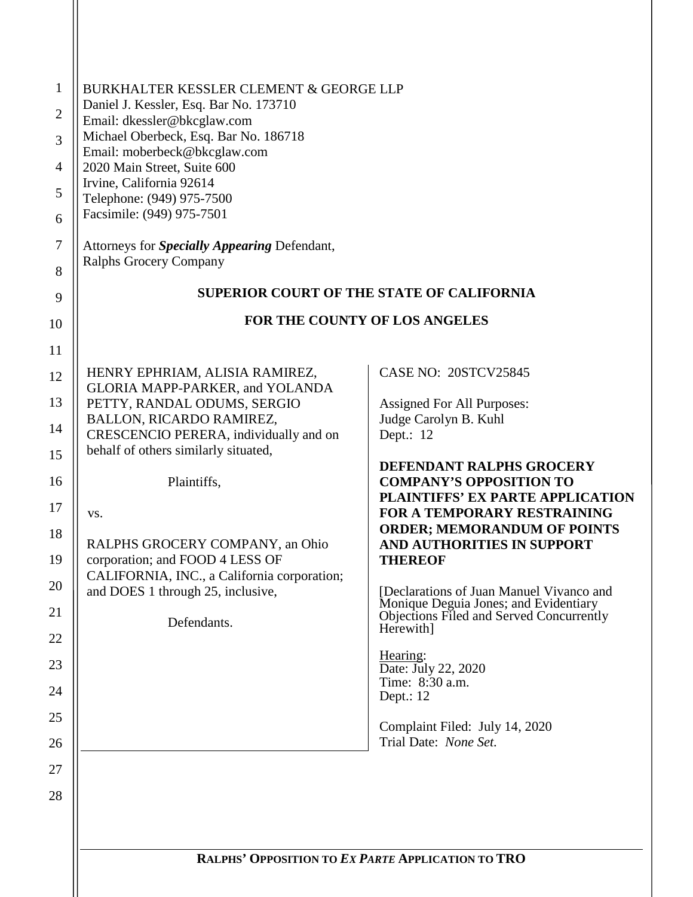BURKHALTER KESSLER CLEMENT & GEORGE LLP
Daniel J. Kessler, Esq. Bar No. 173710
Email: dkessler@bkcglaw.com
Michael Oberbeck, Esq. Bar No. 186718
Email: moberbeck@bkcglaw.com
2020 Main Street, Suite 600
Irvine, California 92614
Telephone: (949) 975-7500
Facsimile: (949) 975-7501

Attorneys for ***Specially Appearing*** Defendant,
Ralphs Grocery Company

**SUPERIOR COURT OF THE STATE OF CALIFORNIA**

**FOR THE COUNTY OF LOS ANGELES**

HENRY EPHRIAM, ALISIA RAMIREZ, GLORIA MAPP-PARKER, and YOLANDA PETTY, RANDAL ODUMS, SERGIO BALLON, RICARDO RAMIREZ, CRESCENCIO PERERA, individually and on behalf of others similarly situated,

Plaintiffs,

vs.

RALPHS GROCERY COMPANY, an Ohio corporation; and FOOD 4 LESS OF CALIFORNIA, INC., a California corporation; and DOES 1 through 25, inclusive,

Defendants.

CASE NO: 20STCV25845

Assigned For All Purposes:
Judge Carolyn B. Kuhl
Dept.: 12

**DEFENDANT RALPHS GROCERY COMPANY'S OPPOSITION TO PLAINTIFFS' EX PARTE APPLICATION FOR A TEMPORARY RESTRAINING ORDER; MEMORANDUM OF POINTS AND AUTHORITIES IN SUPPORT THEREOF**

[Declarations of Juan Manuel Vivanco and Monique Deguia Jones; and Evidentiary Objections Filed and Served Concurrently Herewith]

Hearing:
Date: July 22, 2020
Time: 8:30 a.m.
Dept.: 12

Complaint Filed: July 14, 2020
Trial Date: *None Set.*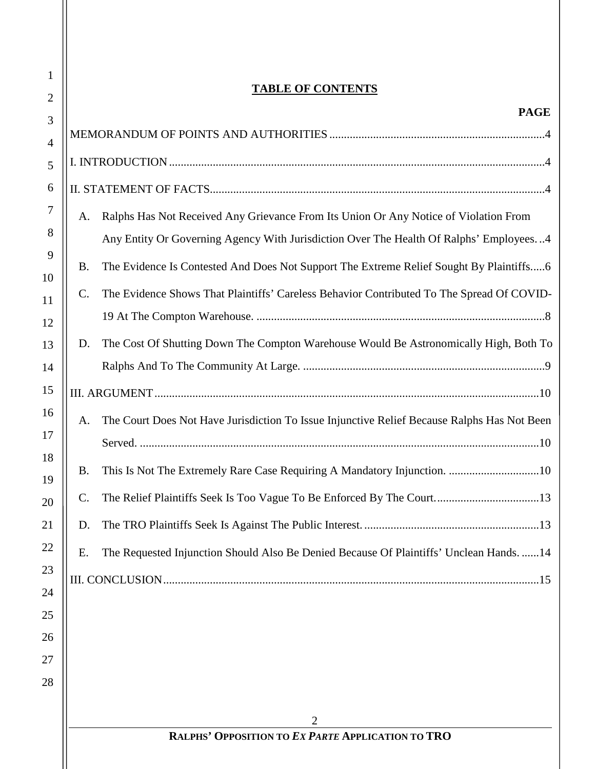**TABLE OF CONTENTS**

| | PAGE |
|---|---|
| MEMORANDUM OF POINTS AND AUTHORITIES | 4 |
| I. INTRODUCTION | 4 |
| II. STATEMENT OF FACTS | 4 |
| A. Ralphs Has Not Received Any Grievance From Its Union Or Any Notice of Violation From Any Entity Or Governing Agency With Jurisdiction Over The Health Of Ralphs' Employees. | 4 |
| B. The Evidence Is Contested And Does Not Support The Extreme Relief Sought By Plaintiffs. | 6 |
| C. The Evidence Shows That Plaintiffs' Careless Behavior Contributed To The Spread Of COVID-19 At The Compton Warehouse. | 8 |
| D. The Cost Of Shutting Down The Compton Warehouse Would Be Astronomically High, Both To Ralphs And To The Community At Large. | 9 |
| III. ARGUMENT | 10 |
| A. The Court Does Not Have Jurisdiction To Issue Injunctive Relief Because Ralphs Has Not Been Served. | 10 |
| B. This Is Not The Extremely Rare Case Requiring A Mandatory Injunction. | 10 |
| C. The Relief Plaintiffs Seek Is Too Vague To Be Enforced By The Court. | 13 |
| D. The TRO Plaintiffs Seek Is Against The Public Interest. | 13 |
| E. The Requested Injunction Should Also Be Denied Because Of Plaintiffs' Unclean Hands. | 14 |
| III. CONCLUSION | 15 |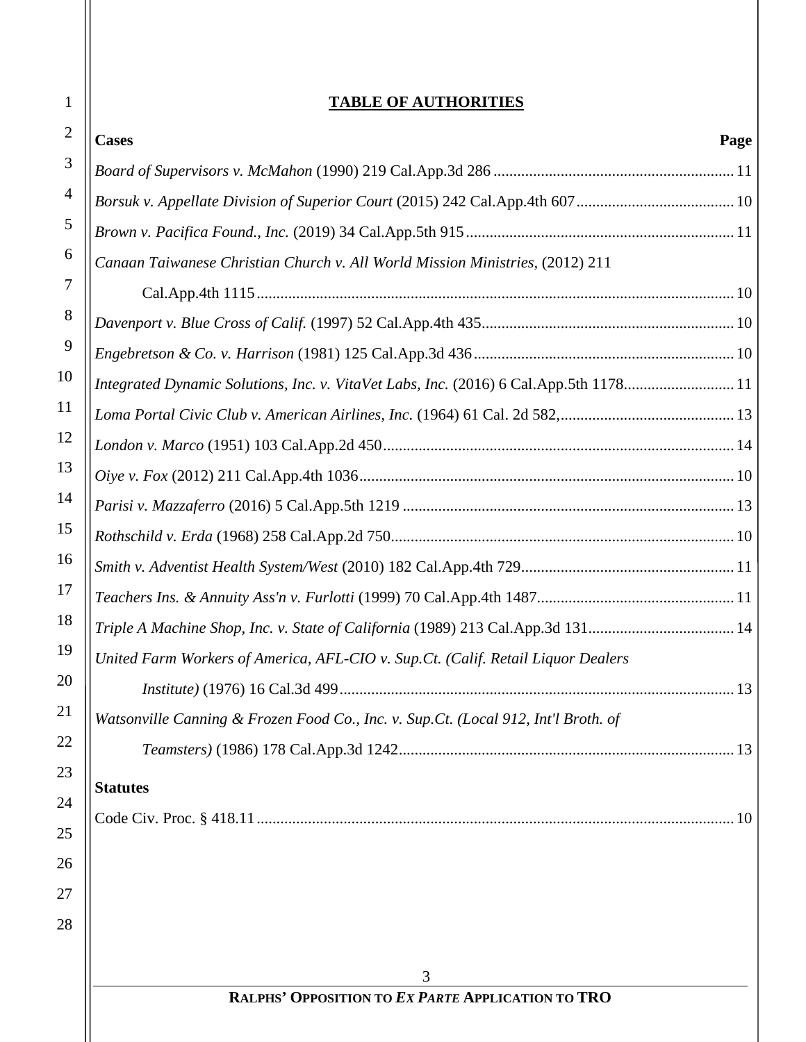# TABLE OF AUTHORITIES

| Cases | Page |
|---|---|
| *Board of Supervisors v. McMahon* (1990) 219 Cal.App.3d 286 | 11 |
| *Borsuk v. Appellate Division of Superior Court* (2015) 242 Cal.App.4th 607 | 10 |
| *Brown v. Pacifica Found., Inc.* (2019) 34 Cal.App.5th 915 | 11 |
| *Canaan Taiwanese Christian Church v. All World Mission Ministries*, (2012) 211 Cal.App.4th 1115 | 10 |
| *Davenport v. Blue Cross of Calif.* (1997) 52 Cal.App.4th 435 | 10 |
| *Engebretson & Co. v. Harrison* (1981) 125 Cal.App.3d 436 | 10 |
| *Integrated Dynamic Solutions, Inc. v. VitaVet Labs, Inc.* (2016) 6 Cal.App.5th 1178 | 11 |
| *Loma Portal Civic Club v. American Airlines, Inc.* (1964) 61 Cal. 2d 582, | 13 |
| *London v. Marco* (1951) 103 Cal.App.2d 450 | 14 |
| *Oiye v. Fox* (2012) 211 Cal.App.4th 1036 | 10 |
| *Parisi v. Mazzaferro* (2016) 5 Cal.App.5th 1219 | 13 |
| *Rothschild v. Erda* (1968) 258 Cal.App.2d 750 | 10 |
| *Smith v. Adventist Health System/West* (2010) 182 Cal.App.4th 729 | 11 |
| *Teachers Ins. & Annuity Ass'n v. Furlotti* (1999) 70 Cal.App.4th 1487 | 11 |
| *Triple A Machine Shop, Inc. v. State of California* (1989) 213 Cal.App.3d 131 | 14 |
| *United Farm Workers of America, AFL-CIO v. Sup.Ct. (Calif. Retail Liquor Dealers Institute)* (1976) 16 Cal.3d 499 | 13 |
| *Watsonville Canning & Frozen Food Co., Inc. v. Sup.Ct. (Local 912, Int'l Broth. of Teamsters)* (1986) 178 Cal.App.3d 1242 | 13 |

| Statutes | |
|---|---|
| Code Civ. Proc. § 418.11 | 10 |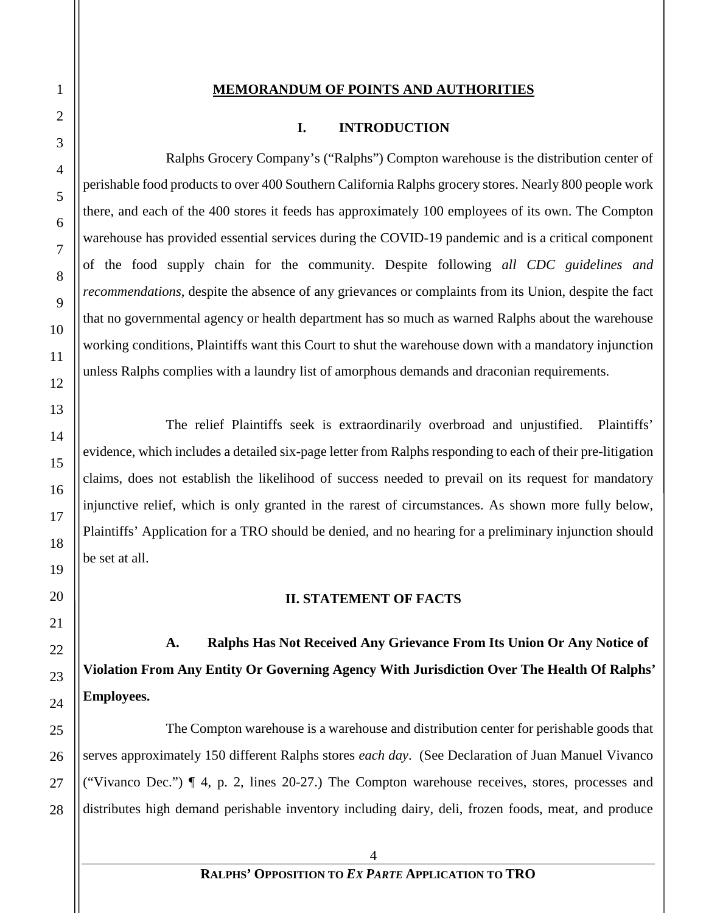## MEMORANDUM OF POINTS AND AUTHORITIES

### I. INTRODUCTION

Ralphs Grocery Company's ("Ralphs") Compton warehouse is the distribution center of perishable food products to over 400 Southern California Ralphs grocery stores. Nearly 800 people work there, and each of the 400 stores it feeds has approximately 100 employees of its own. The Compton warehouse has provided essential services during the COVID-19 pandemic and is a critical component of the food supply chain for the community. Despite following *all CDC guidelines and recommendations*, despite the absence of any grievances or complaints from its Union, despite the fact that no governmental agency or health department has so much as warned Ralphs about the warehouse working conditions, Plaintiffs want this Court to shut the warehouse down with a mandatory injunction unless Ralphs complies with a laundry list of amorphous demands and draconian requirements.

The relief Plaintiffs seek is extraordinarily overbroad and unjustified. Plaintiffs' evidence, which includes a detailed six-page letter from Ralphs responding to each of their pre-litigation claims, does not establish the likelihood of success needed to prevail on its request for mandatory injunctive relief, which is only granted in the rarest of circumstances. As shown more fully below, Plaintiffs' Application for a TRO should be denied, and no hearing for a preliminary injunction should be set at all.

### II. STATEMENT OF FACTS

#### A. Ralphs Has Not Received Any Grievance From Its Union Or Any Notice of Violation From Any Entity Or Governing Agency With Jurisdiction Over The Health Of Ralphs' Employees.

The Compton warehouse is a warehouse and distribution center for perishable goods that serves approximately 150 different Ralphs stores *each day*. (See Declaration of Juan Manuel Vivanco ("Vivanco Dec.") ¶ 4, p. 2, lines 20-27.) The Compton warehouse receives, stores, processes and distributes high demand perishable inventory including dairy, deli, frozen foods, meat, and produce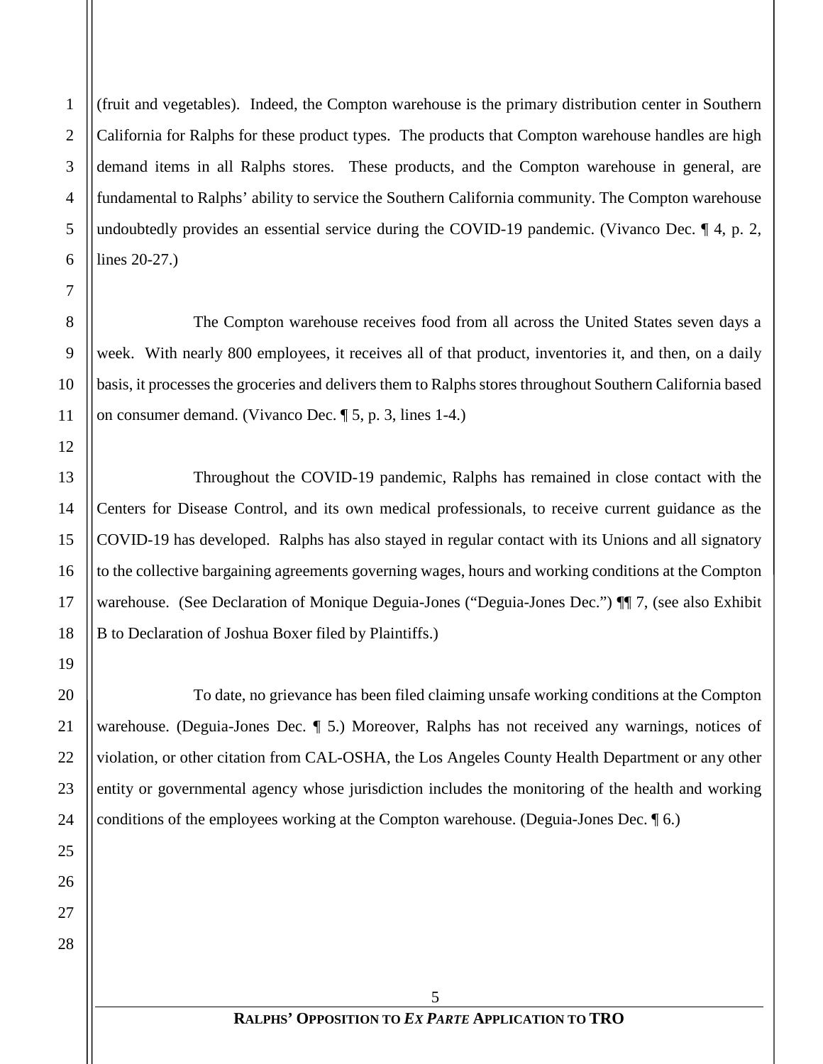(fruit and vegetables). Indeed, the Compton warehouse is the primary distribution center in Southern California for Ralphs for these product types. The products that Compton warehouse handles are high demand items in all Ralphs stores. These products, and the Compton warehouse in general, are fundamental to Ralphs' ability to service the Southern California community. The Compton warehouse undoubtedly provides an essential service during the COVID-19 pandemic. (Vivanco Dec. ¶ 4, p. 2, lines 20-27.)

The Compton warehouse receives food from all across the United States seven days a week. With nearly 800 employees, it receives all of that product, inventories it, and then, on a daily basis, it processes the groceries and delivers them to Ralphs stores throughout Southern California based on consumer demand. (Vivanco Dec. ¶ 5, p. 3, lines 1-4.)

Throughout the COVID-19 pandemic, Ralphs has remained in close contact with the Centers for Disease Control, and its own medical professionals, to receive current guidance as the COVID-19 has developed. Ralphs has also stayed in regular contact with its Unions and all signatory to the collective bargaining agreements governing wages, hours and working conditions at the Compton warehouse. (See Declaration of Monique Deguia-Jones ("Deguia-Jones Dec.") ¶¶ 7, (see also Exhibit B to Declaration of Joshua Boxer filed by Plaintiffs.)

To date, no grievance has been filed claiming unsafe working conditions at the Compton warehouse. (Deguia-Jones Dec. ¶ 5.) Moreover, Ralphs has not received any warnings, notices of violation, or other citation from CAL-OSHA, the Los Angeles County Health Department or any other entity or governmental agency whose jurisdiction includes the monitoring of the health and working conditions of the employees working at the Compton warehouse. (Deguia-Jones Dec. ¶ 6.)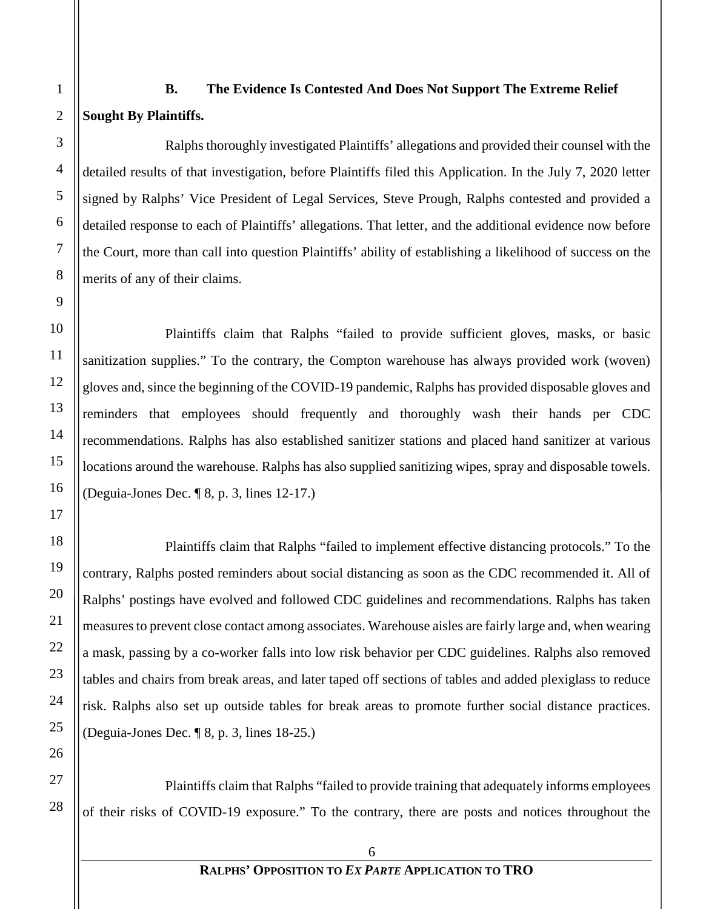### B. The Evidence Is Contested And Does Not Support The Extreme Relief Sought By Plaintiffs.

Ralphs thoroughly investigated Plaintiffs' allegations and provided their counsel with the detailed results of that investigation, before Plaintiffs filed this Application. In the July 7, 2020 letter signed by Ralphs' Vice President of Legal Services, Steve Prough, Ralphs contested and provided a detailed response to each of Plaintiffs' allegations. That letter, and the additional evidence now before the Court, more than call into question Plaintiffs' ability of establishing a likelihood of success on the merits of any of their claims.

Plaintiffs claim that Ralphs "failed to provide sufficient gloves, masks, or basic sanitization supplies." To the contrary, the Compton warehouse has always provided work (woven) gloves and, since the beginning of the COVID-19 pandemic, Ralphs has provided disposable gloves and reminders that employees should frequently and thoroughly wash their hands per CDC recommendations. Ralphs has also established sanitizer stations and placed hand sanitizer at various locations around the warehouse. Ralphs has also supplied sanitizing wipes, spray and disposable towels. (Deguia-Jones Dec. ¶ 8, p. 3, lines 12-17.)

Plaintiffs claim that Ralphs "failed to implement effective distancing protocols." To the contrary, Ralphs posted reminders about social distancing as soon as the CDC recommended it. All of Ralphs' postings have evolved and followed CDC guidelines and recommendations. Ralphs has taken measures to prevent close contact among associates. Warehouse aisles are fairly large and, when wearing a mask, passing by a co-worker falls into low risk behavior per CDC guidelines. Ralphs also removed tables and chairs from break areas, and later taped off sections of tables and added plexiglass to reduce risk. Ralphs also set up outside tables for break areas to promote further social distance practices. (Deguia-Jones Dec. ¶ 8, p. 3, lines 18-25.)

Plaintiffs claim that Ralphs "failed to provide training that adequately informs employees of their risks of COVID-19 exposure." To the contrary, there are posts and notices throughout the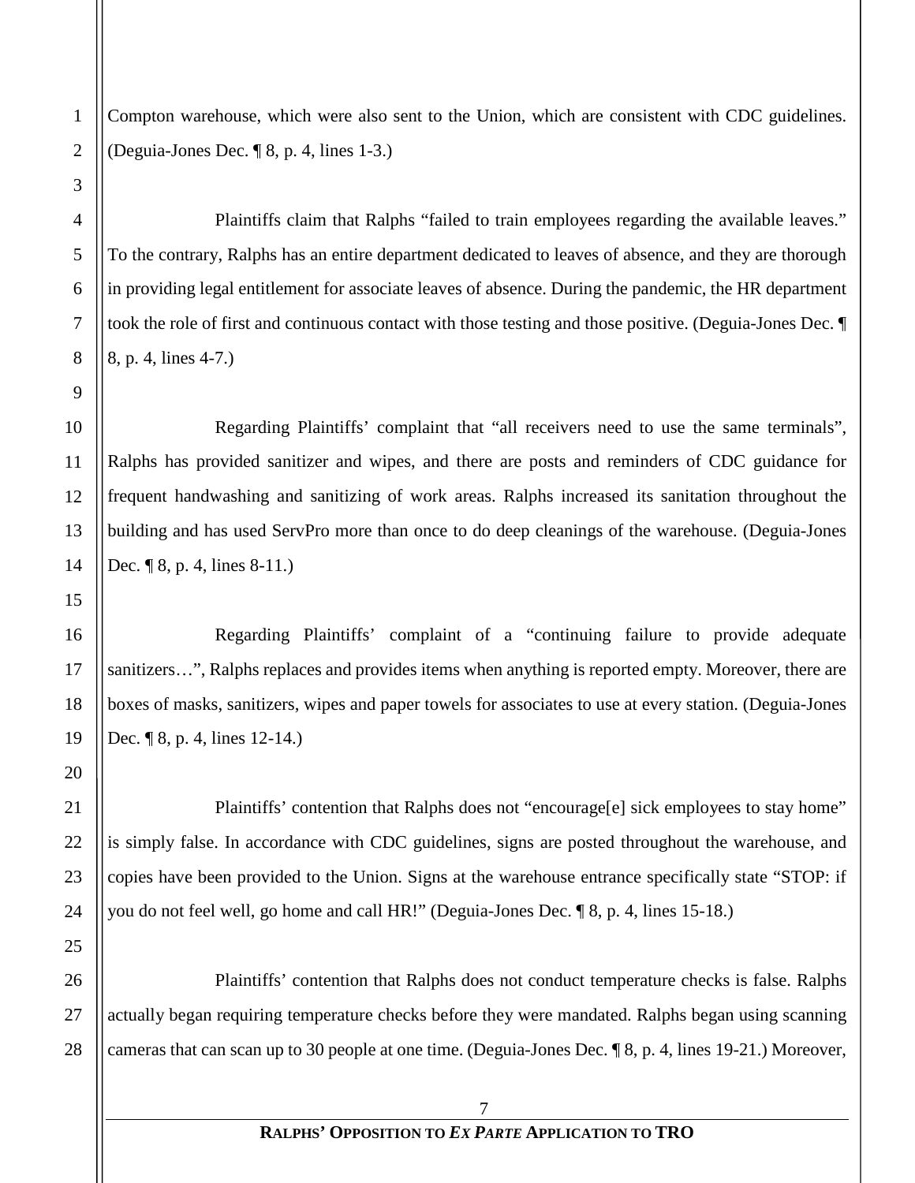Compton warehouse, which were also sent to the Union, which are consistent with CDC guidelines. (Deguia-Jones Dec. ¶ 8, p. 4, lines 1-3.)

Plaintiffs claim that Ralphs "failed to train employees regarding the available leaves." To the contrary, Ralphs has an entire department dedicated to leaves of absence, and they are thorough in providing legal entitlement for associate leaves of absence. During the pandemic, the HR department took the role of first and continuous contact with those testing and those positive. (Deguia-Jones Dec. ¶ 8, p. 4, lines 4-7.)

Regarding Plaintiffs' complaint that "all receivers need to use the same terminals", Ralphs has provided sanitizer and wipes, and there are posts and reminders of CDC guidance for frequent handwashing and sanitizing of work areas. Ralphs increased its sanitation throughout the building and has used ServPro more than once to do deep cleanings of the warehouse. (Deguia-Jones Dec. ¶ 8, p. 4, lines 8-11.)

Regarding Plaintiffs' complaint of a "continuing failure to provide adequate sanitizers…", Ralphs replaces and provides items when anything is reported empty. Moreover, there are boxes of masks, sanitizers, wipes and paper towels for associates to use at every station. (Deguia-Jones Dec. ¶ 8, p. 4, lines 12-14.)

Plaintiffs' contention that Ralphs does not "encourage[e] sick employees to stay home" is simply false. In accordance with CDC guidelines, signs are posted throughout the warehouse, and copies have been provided to the Union. Signs at the warehouse entrance specifically state "STOP: if you do not feel well, go home and call HR!" (Deguia-Jones Dec. ¶ 8, p. 4, lines 15-18.)

Plaintiffs' contention that Ralphs does not conduct temperature checks is false. Ralphs actually began requiring temperature checks before they were mandated. Ralphs began using scanning cameras that can scan up to 30 people at one time. (Deguia-Jones Dec. ¶ 8, p. 4, lines 19-21.) Moreover,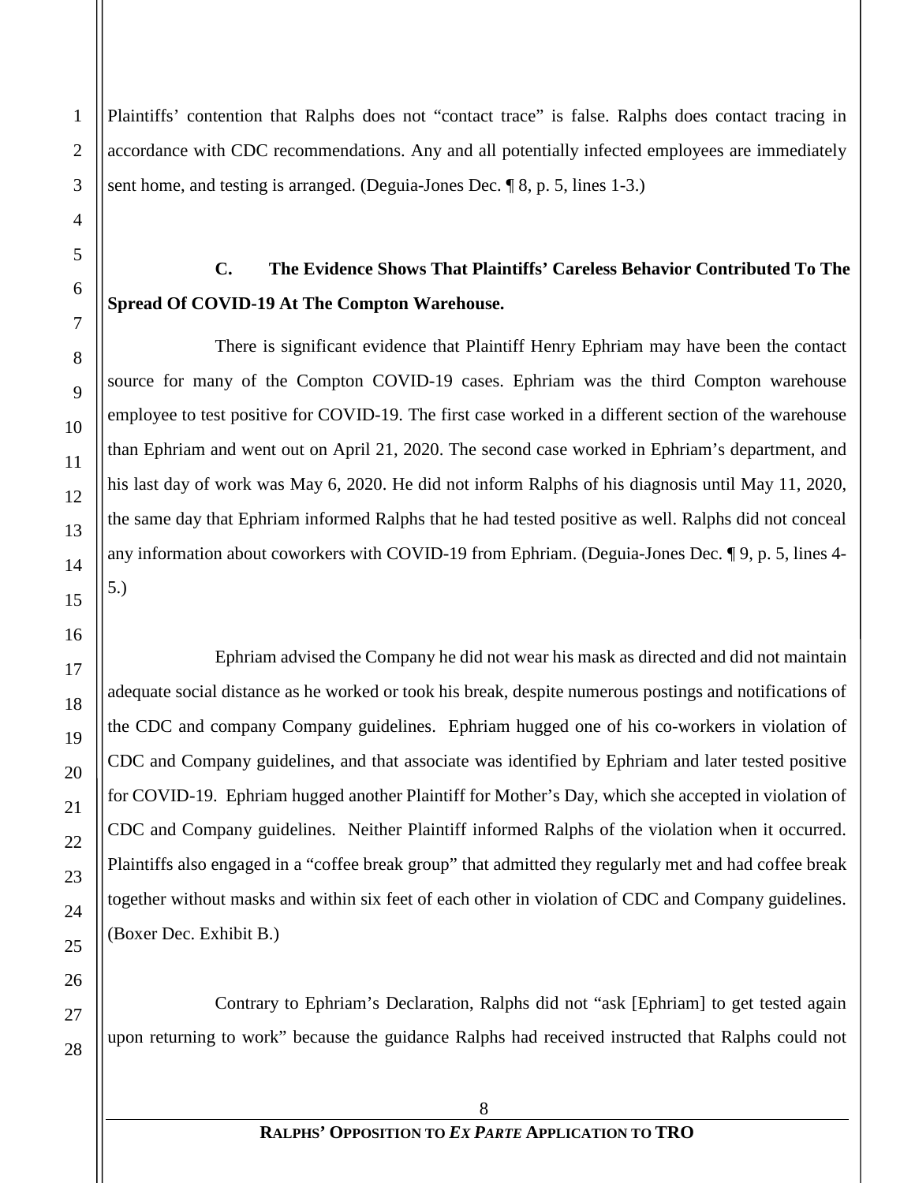Plaintiffs' contention that Ralphs does not "contact trace" is false. Ralphs does contact tracing in accordance with CDC recommendations. Any and all potentially infected employees are immediately sent home, and testing is arranged. (Deguia-Jones Dec. ¶ 8, p. 5, lines 1-3.)

**C. The Evidence Shows That Plaintiffs' Careless Behavior Contributed To The Spread Of COVID-19 At The Compton Warehouse.**

There is significant evidence that Plaintiff Henry Ephriam may have been the contact source for many of the Compton COVID-19 cases. Ephriam was the third Compton warehouse employee to test positive for COVID-19. The first case worked in a different section of the warehouse than Ephriam and went out on April 21, 2020. The second case worked in Ephriam's department, and his last day of work was May 6, 2020. He did not inform Ralphs of his diagnosis until May 11, 2020, the same day that Ephriam informed Ralphs that he had tested positive as well. Ralphs did not conceal any information about coworkers with COVID-19 from Ephriam. (Deguia-Jones Dec. ¶ 9, p. 5, lines 4-5.)

Ephriam advised the Company he did not wear his mask as directed and did not maintain adequate social distance as he worked or took his break, despite numerous postings and notifications of the CDC and company Company guidelines. Ephriam hugged one of his co-workers in violation of CDC and Company guidelines, and that associate was identified by Ephriam and later tested positive for COVID-19. Ephriam hugged another Plaintiff for Mother's Day, which she accepted in violation of CDC and Company guidelines. Neither Plaintiff informed Ralphs of the violation when it occurred. Plaintiffs also engaged in a "coffee break group" that admitted they regularly met and had coffee break together without masks and within six feet of each other in violation of CDC and Company guidelines. (Boxer Dec. Exhibit B.)

Contrary to Ephriam's Declaration, Ralphs did not "ask [Ephriam] to get tested again upon returning to work" because the guidance Ralphs had received instructed that Ralphs could not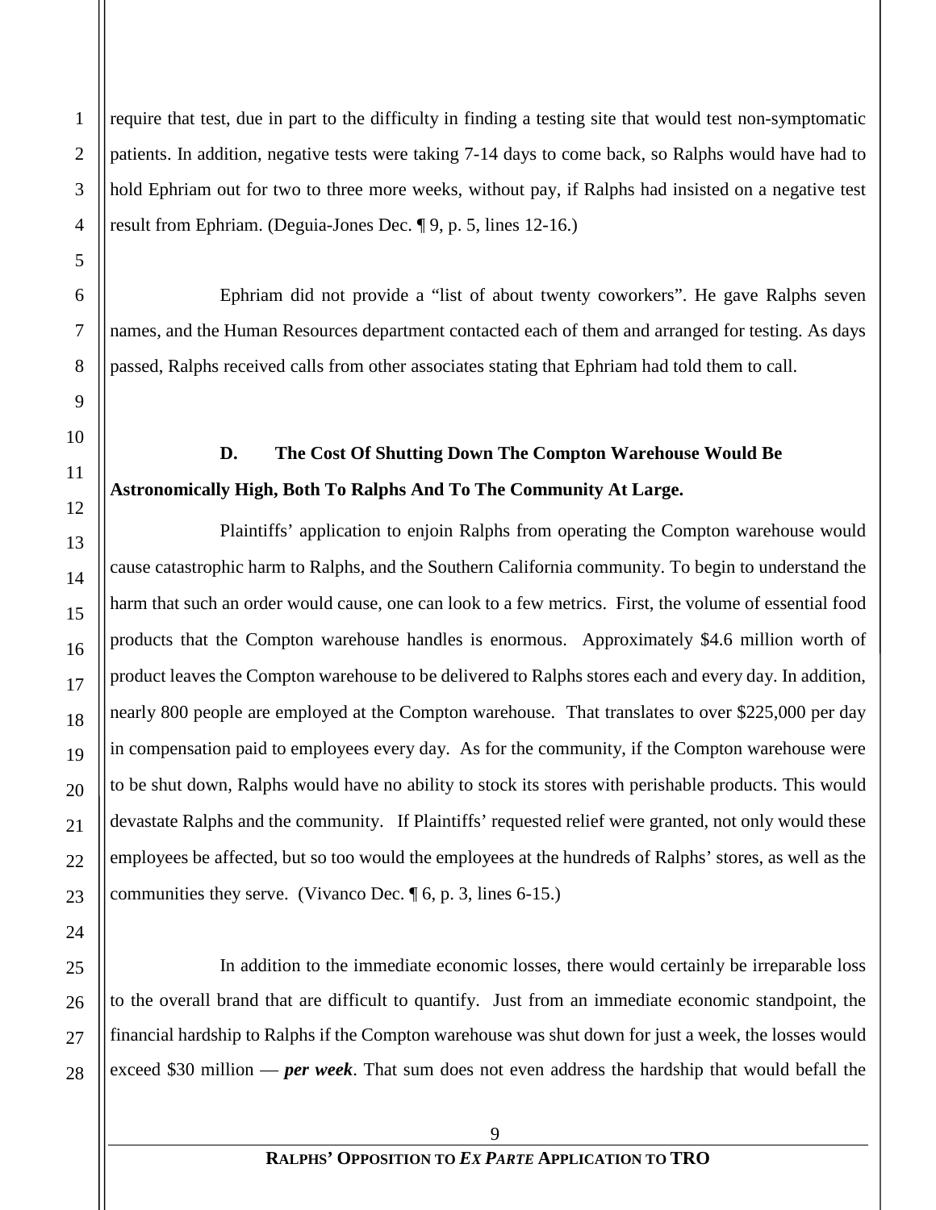require that test, due in part to the difficulty in finding a testing site that would test non-symptomatic patients. In addition, negative tests were taking 7-14 days to come back, so Ralphs would have had to hold Ephriam out for two to three more weeks, without pay, if Ralphs had insisted on a negative test result from Ephriam. (Deguia-Jones Dec. ¶ 9, p. 5, lines 12-16.)

Ephriam did not provide a "list of about twenty coworkers". He gave Ralphs seven names, and the Human Resources department contacted each of them and arranged for testing. As days passed, Ralphs received calls from other associates stating that Ephriam had told them to call.

**D. The Cost Of Shutting Down The Compton Warehouse Would Be Astronomically High, Both To Ralphs And To The Community At Large.**

Plaintiffs' application to enjoin Ralphs from operating the Compton warehouse would cause catastrophic harm to Ralphs, and the Southern California community. To begin to understand the harm that such an order would cause, one can look to a few metrics. First, the volume of essential food products that the Compton warehouse handles is enormous. Approximately $4.6 million worth of product leaves the Compton warehouse to be delivered to Ralphs stores each and every day. In addition, nearly 800 people are employed at the Compton warehouse. That translates to over $225,000 per day in compensation paid to employees every day. As for the community, if the Compton warehouse were to be shut down, Ralphs would have no ability to stock its stores with perishable products. This would devastate Ralphs and the community. If Plaintiffs' requested relief were granted, not only would these employees be affected, but so too would the employees at the hundreds of Ralphs' stores, as well as the communities they serve. (Vivanco Dec. ¶ 6, p. 3, lines 6-15.)

In addition to the immediate economic losses, there would certainly be irreparable loss to the overall brand that are difficult to quantify. Just from an immediate economic standpoint, the financial hardship to Ralphs if the Compton warehouse was shut down for just a week, the losses would exceed $30 million — ***per week***. That sum does not even address the hardship that would befall the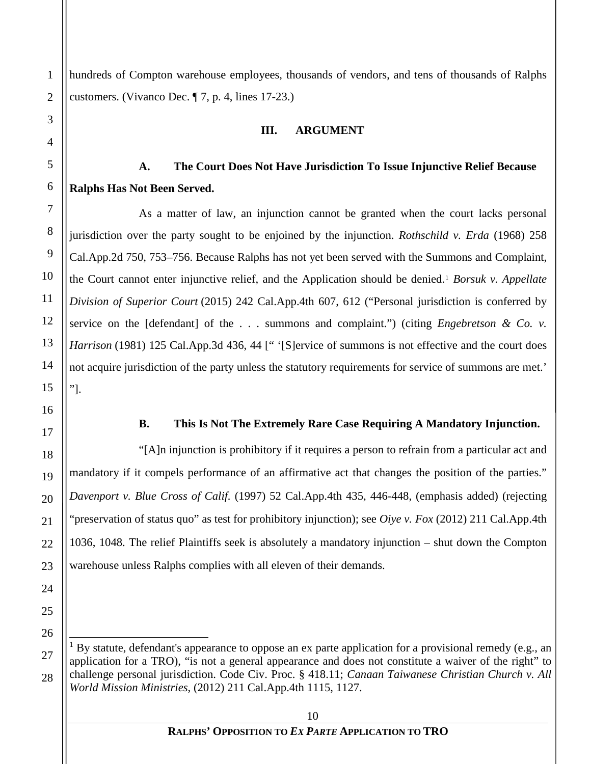hundreds of Compton warehouse employees, thousands of vendors, and tens of thousands of Ralphs customers. (Vivanco Dec. ¶ 7, p. 4, lines 17-23.)

## III. ARGUMENT

### A. The Court Does Not Have Jurisdiction To Issue Injunctive Relief Because Ralphs Has Not Been Served.

As a matter of law, an injunction cannot be granted when the court lacks personal jurisdiction over the party sought to be enjoined by the injunction. *Rothschild v. Erda* (1968) 258 Cal.App.2d 750, 753–756. Because Ralphs has not yet been served with the Summons and Complaint, the Court cannot enter injunctive relief, and the Application should be denied.[1] *Borsuk v. Appellate Division of Superior Court* (2015) 242 Cal.App.4th 607, 612 ("Personal jurisdiction is conferred by service on the [defendant] of the . . . summons and complaint.") (citing *Engebretson & Co. v. Harrison* (1981) 125 Cal.App.3d 436, 44 [" '[S]ervice of summons is not effective and the court does not acquire jurisdiction of the party unless the statutory requirements for service of summons are met.' "].

### B. This Is Not The Extremely Rare Case Requiring A Mandatory Injunction.

"[A]n injunction is prohibitory if it requires a person to refrain from a particular act and mandatory if it compels performance of an affirmative act that changes the position of the parties." *Davenport v. Blue Cross of Calif.* (1997) 52 Cal.App.4th 435, 446-448, (emphasis added) (rejecting "preservation of status quo" as test for prohibitory injunction); see *Oiye v. Fox* (2012) 211 Cal.App.4th 1036, 1048. The relief Plaintiffs seek is absolutely a mandatory injunction – shut down the Compton warehouse unless Ralphs complies with all eleven of their demands.

---

[1] By statute, defendant's appearance to oppose an ex parte application for a provisional remedy (e.g., an application for a TRO), "is not a general appearance and does not constitute a waiver of the right" to challenge personal jurisdiction. Code Civ. Proc. § 418.11; *Canaan Taiwanese Christian Church v. All World Mission Ministries*, (2012) 211 Cal.App.4th 1115, 1127.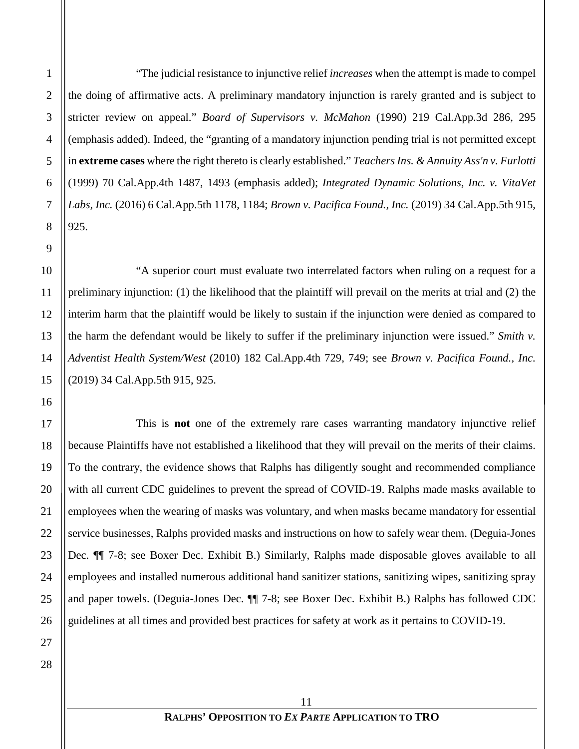"The judicial resistance to injunctive relief *increases* when the attempt is made to compel the doing of affirmative acts. A preliminary mandatory injunction is rarely granted and is subject to stricter review on appeal." *Board of Supervisors v. McMahon* (1990) 219 Cal.App.3d 286, 295 (emphasis added). Indeed, the "granting of a mandatory injunction pending trial is not permitted except in **extreme cases** where the right thereto is clearly established." *Teachers Ins. & Annuity Ass'n v. Furlotti* (1999) 70 Cal.App.4th 1487, 1493 (emphasis added); *Integrated Dynamic Solutions, Inc. v. VitaVet Labs, Inc.* (2016) 6 Cal.App.5th 1178, 1184; *Brown v. Pacifica Found., Inc.* (2019) 34 Cal.App.5th 915, 925.

"A superior court must evaluate two interrelated factors when ruling on a request for a preliminary injunction: (1) the likelihood that the plaintiff will prevail on the merits at trial and (2) the interim harm that the plaintiff would be likely to sustain if the injunction were denied as compared to the harm the defendant would be likely to suffer if the preliminary injunction were issued." *Smith v. Adventist Health System/West* (2010) 182 Cal.App.4th 729, 749; see *Brown v. Pacifica Found., Inc.* (2019) 34 Cal.App.5th 915, 925.

This is **not** one of the extremely rare cases warranting mandatory injunctive relief because Plaintiffs have not established a likelihood that they will prevail on the merits of their claims. To the contrary, the evidence shows that Ralphs has diligently sought and recommended compliance with all current CDC guidelines to prevent the spread of COVID-19. Ralphs made masks available to employees when the wearing of masks was voluntary, and when masks became mandatory for essential service businesses, Ralphs provided masks and instructions on how to safely wear them. (Deguia-Jones Dec. ¶¶ 7-8; see Boxer Dec. Exhibit B.) Similarly, Ralphs made disposable gloves available to all employees and installed numerous additional hand sanitizer stations, sanitizing wipes, sanitizing spray and paper towels. (Deguia-Jones Dec. ¶¶ 7-8; see Boxer Dec. Exhibit B.) Ralphs has followed CDC guidelines at all times and provided best practices for safety at work as it pertains to COVID-19.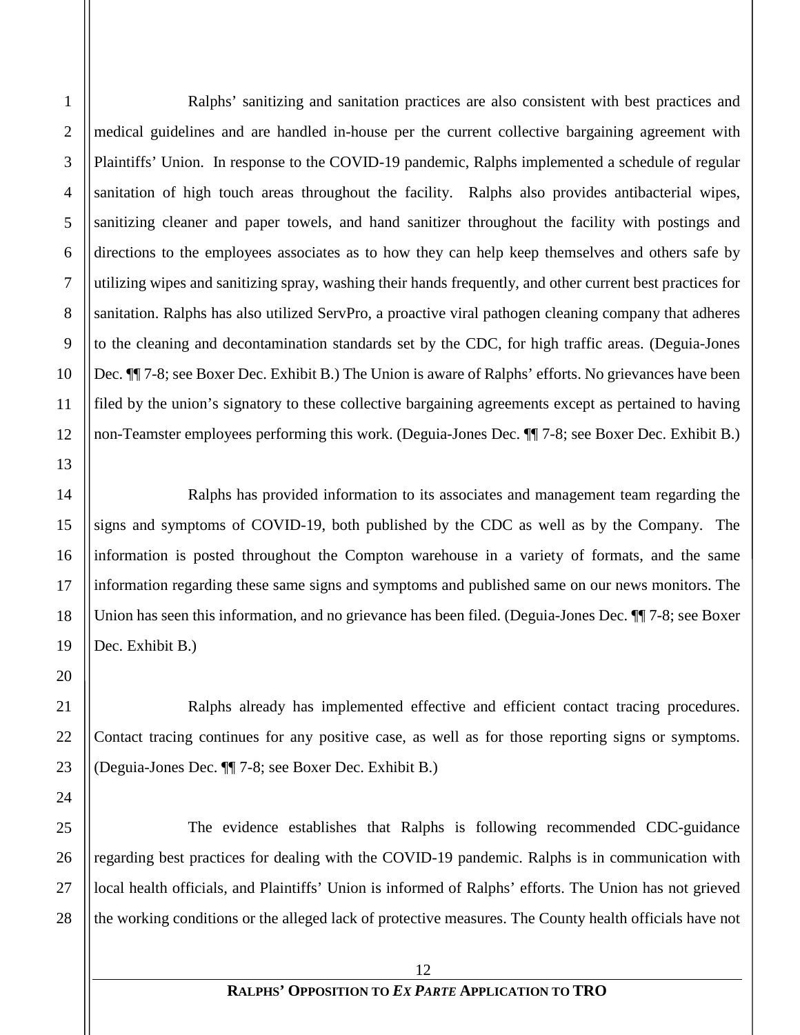Ralphs' sanitizing and sanitation practices are also consistent with best practices and medical guidelines and are handled in-house per the current collective bargaining agreement with Plaintiffs' Union. In response to the COVID-19 pandemic, Ralphs implemented a schedule of regular sanitation of high touch areas throughout the facility. Ralphs also provides antibacterial wipes, sanitizing cleaner and paper towels, and hand sanitizer throughout the facility with postings and directions to the employees associates as to how they can help keep themselves and others safe by utilizing wipes and sanitizing spray, washing their hands frequently, and other current best practices for sanitation. Ralphs has also utilized ServPro, a proactive viral pathogen cleaning company that adheres to the cleaning and decontamination standards set by the CDC, for high traffic areas. (Deguia-Jones Dec. ¶¶ 7-8; see Boxer Dec. Exhibit B.) The Union is aware of Ralphs' efforts. No grievances have been filed by the union's signatory to these collective bargaining agreements except as pertained to having non-Teamster employees performing this work. (Deguia-Jones Dec. ¶¶ 7-8; see Boxer Dec. Exhibit B.)

Ralphs has provided information to its associates and management team regarding the signs and symptoms of COVID-19, both published by the CDC as well as by the Company. The information is posted throughout the Compton warehouse in a variety of formats, and the same information regarding these same signs and symptoms and published same on our news monitors. The Union has seen this information, and no grievance has been filed. (Deguia-Jones Dec. ¶¶ 7-8; see Boxer Dec. Exhibit B.)

Ralphs already has implemented effective and efficient contact tracing procedures. Contact tracing continues for any positive case, as well as for those reporting signs or symptoms. (Deguia-Jones Dec. ¶¶ 7-8; see Boxer Dec. Exhibit B.)

The evidence establishes that Ralphs is following recommended CDC-guidance regarding best practices for dealing with the COVID-19 pandemic. Ralphs is in communication with local health officials, and Plaintiffs' Union is informed of Ralphs' efforts. The Union has not grieved the working conditions or the alleged lack of protective measures. The County health officials have not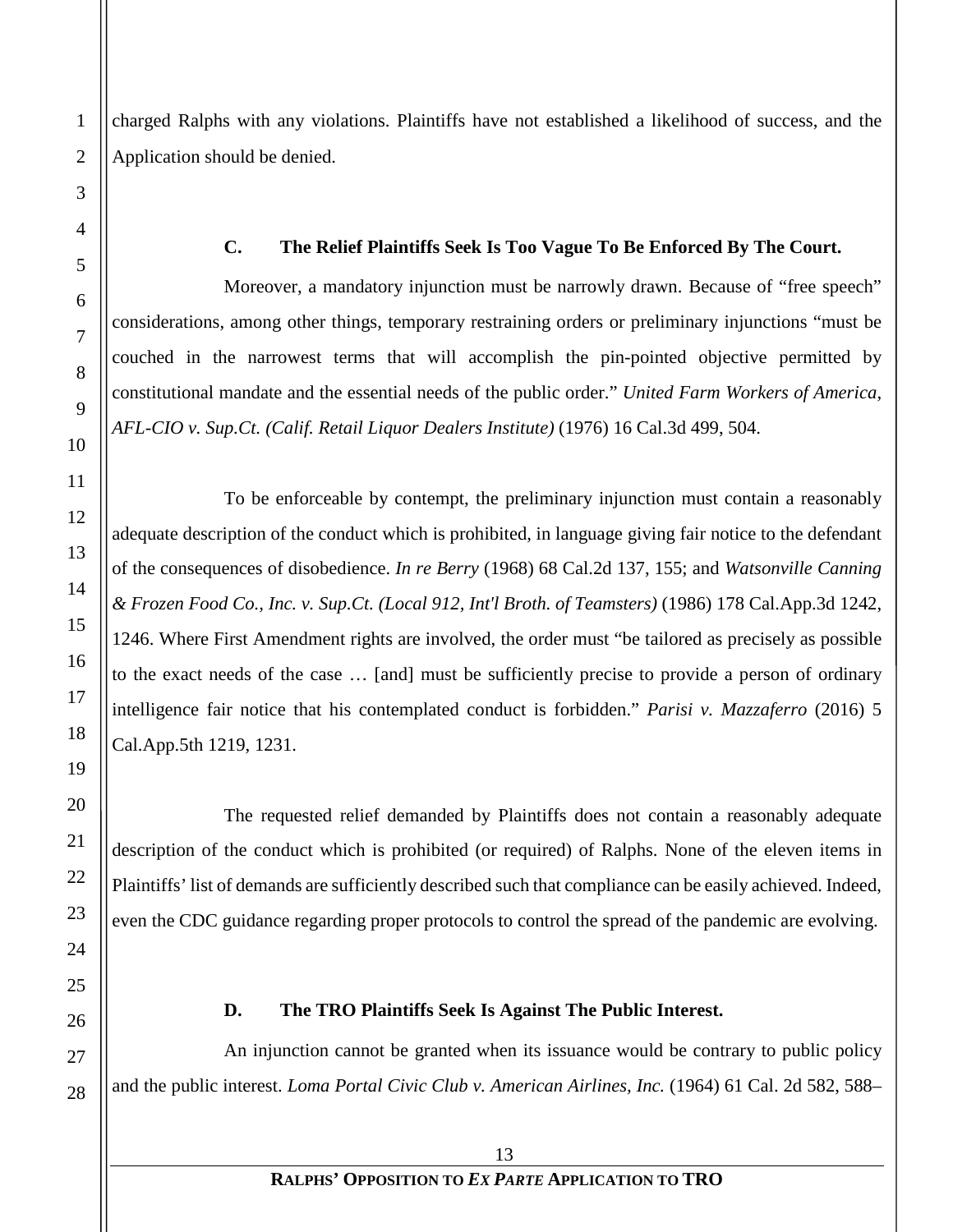charged Ralphs with any violations. Plaintiffs have not established a likelihood of success, and the Application should be denied.

### C. The Relief Plaintiffs Seek Is Too Vague To Be Enforced By The Court.

Moreover, a mandatory injunction must be narrowly drawn. Because of "free speech" considerations, among other things, temporary restraining orders or preliminary injunctions "must be couched in the narrowest terms that will accomplish the pin-pointed objective permitted by constitutional mandate and the essential needs of the public order." *United Farm Workers of America, AFL-CIO v. Sup.Ct. (Calif. Retail Liquor Dealers Institute)* (1976) 16 Cal.3d 499, 504.

To be enforceable by contempt, the preliminary injunction must contain a reasonably adequate description of the conduct which is prohibited, in language giving fair notice to the defendant of the consequences of disobedience. *In re Berry* (1968) 68 Cal.2d 137, 155; and *Watsonville Canning & Frozen Food Co., Inc. v. Sup.Ct. (Local 912, Int'l Broth. of Teamsters)* (1986) 178 Cal.App.3d 1242, 1246. Where First Amendment rights are involved, the order must "be tailored as precisely as possible to the exact needs of the case … [and] must be sufficiently precise to provide a person of ordinary intelligence fair notice that his contemplated conduct is forbidden." *Parisi v. Mazzaferro* (2016) 5 Cal.App.5th 1219, 1231.

The requested relief demanded by Plaintiffs does not contain a reasonably adequate description of the conduct which is prohibited (or required) of Ralphs. None of the eleven items in Plaintiffs' list of demands are sufficiently described such that compliance can be easily achieved. Indeed, even the CDC guidance regarding proper protocols to control the spread of the pandemic are evolving.

### D. The TRO Plaintiffs Seek Is Against The Public Interest.

An injunction cannot be granted when its issuance would be contrary to public policy and the public interest. *Loma Portal Civic Club v. American Airlines, Inc.* (1964) 61 Cal. 2d 582, 588–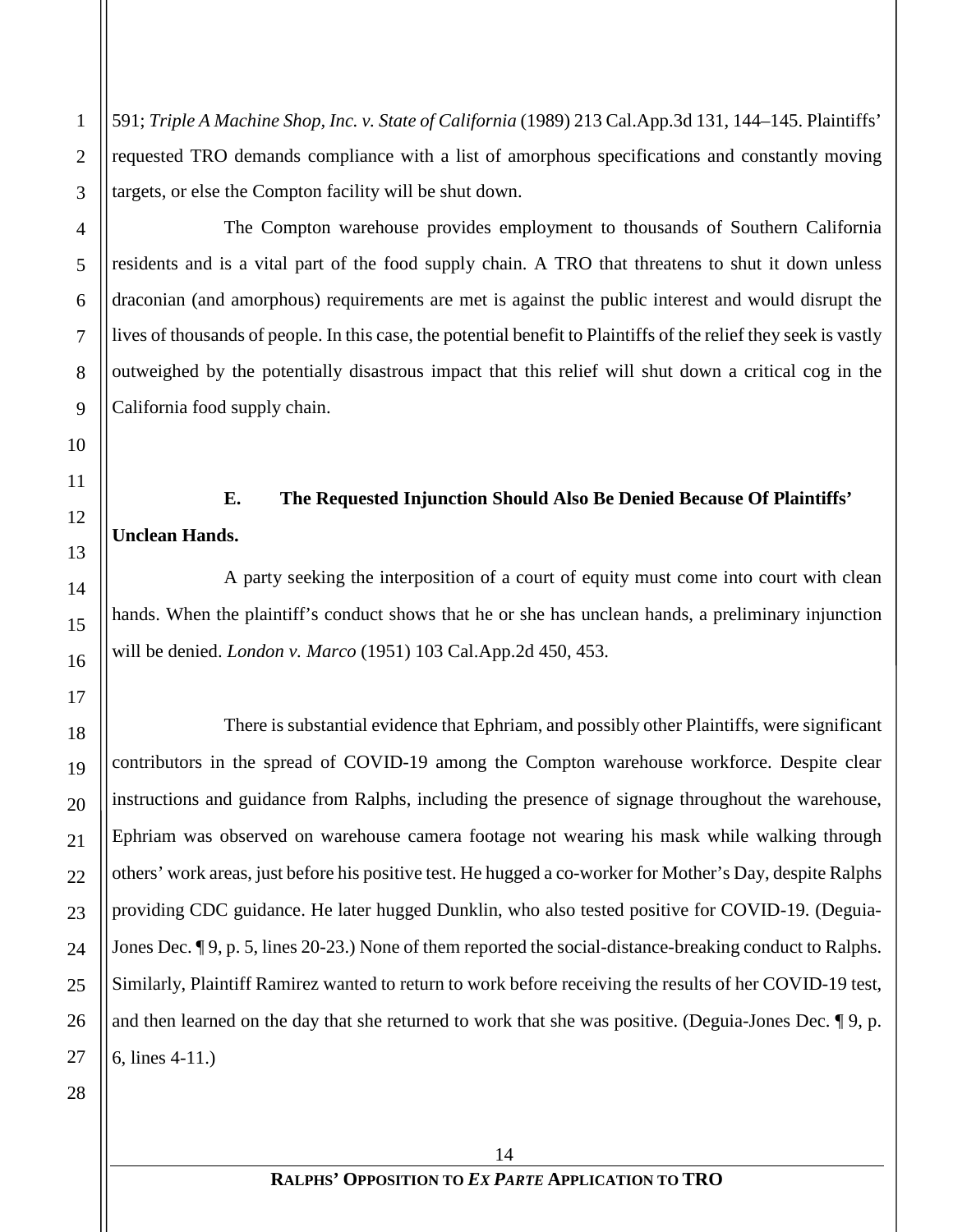591; *Triple A Machine Shop, Inc. v. State of California* (1989) 213 Cal.App.3d 131, 144–145. Plaintiffs' requested TRO demands compliance with a list of amorphous specifications and constantly moving targets, or else the Compton facility will be shut down.

The Compton warehouse provides employment to thousands of Southern California residents and is a vital part of the food supply chain. A TRO that threatens to shut it down unless draconian (and amorphous) requirements are met is against the public interest and would disrupt the lives of thousands of people. In this case, the potential benefit to Plaintiffs of the relief they seek is vastly outweighed by the potentially disastrous impact that this relief will shut down a critical cog in the California food supply chain.

**E. The Requested Injunction Should Also Be Denied Because Of Plaintiffs' Unclean Hands.**

A party seeking the interposition of a court of equity must come into court with clean hands. When the plaintiff's conduct shows that he or she has unclean hands, a preliminary injunction will be denied. *London v. Marco* (1951) 103 Cal.App.2d 450, 453.

There is substantial evidence that Ephriam, and possibly other Plaintiffs, were significant contributors in the spread of COVID-19 among the Compton warehouse workforce. Despite clear instructions and guidance from Ralphs, including the presence of signage throughout the warehouse, Ephriam was observed on warehouse camera footage not wearing his mask while walking through others' work areas, just before his positive test. He hugged a co-worker for Mother's Day, despite Ralphs providing CDC guidance. He later hugged Dunklin, who also tested positive for COVID-19. (Deguia-Jones Dec. ¶ 9, p. 5, lines 20-23.) None of them reported the social-distance-breaking conduct to Ralphs. Similarly, Plaintiff Ramirez wanted to return to work before receiving the results of her COVID-19 test, and then learned on the day that she returned to work that she was positive. (Deguia-Jones Dec. ¶ 9, p. 6, lines 4-11.)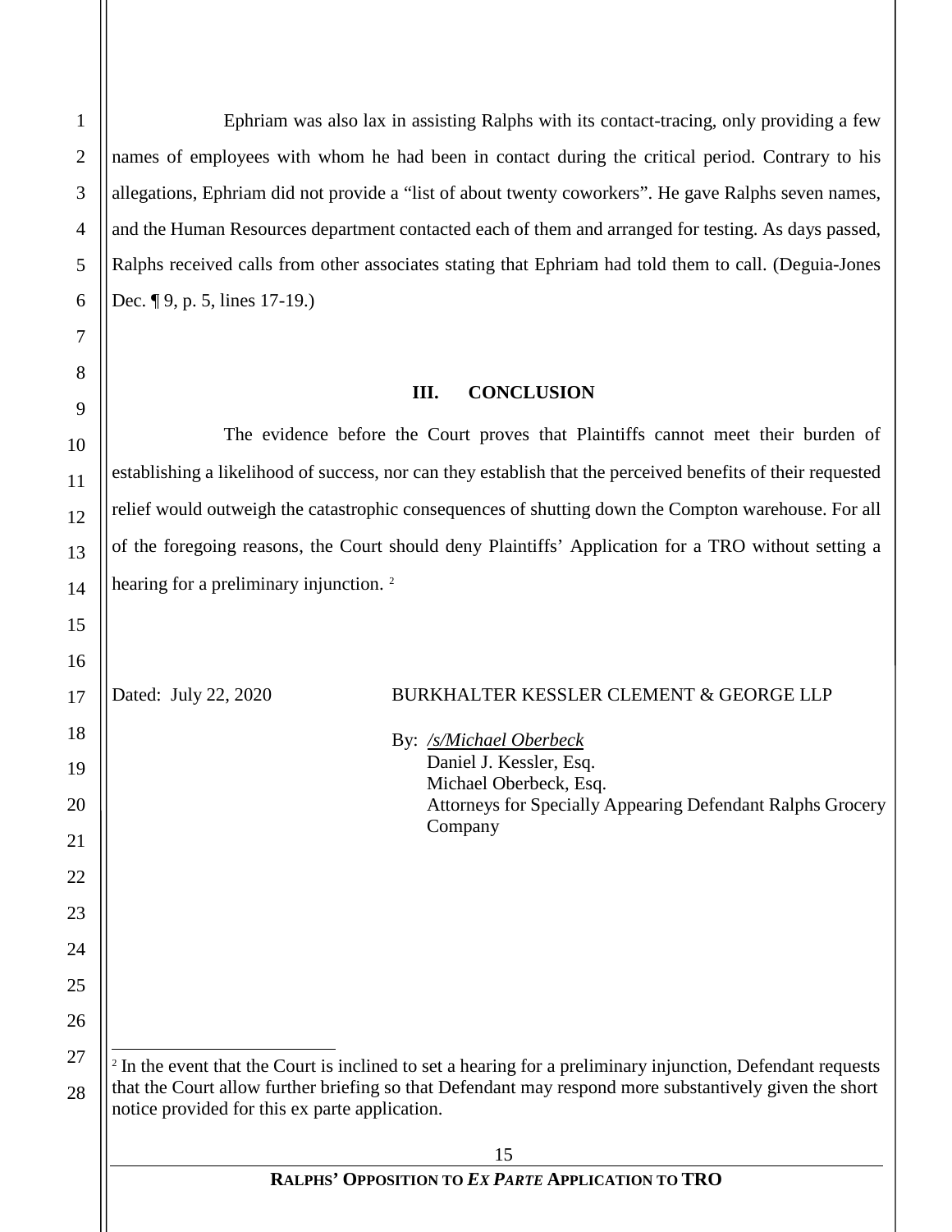Ephriam was also lax in assisting Ralphs with its contact-tracing, only providing a few names of employees with whom he had been in contact during the critical period. Contrary to his allegations, Ephriam did not provide a "list of about twenty coworkers". He gave Ralphs seven names, and the Human Resources department contacted each of them and arranged for testing. As days passed, Ralphs received calls from other associates stating that Ephriam had told them to call. (Deguia-Jones Dec. ¶ 9, p. 5, lines 17-19.)

## III. CONCLUSION

The evidence before the Court proves that Plaintiffs cannot meet their burden of establishing a likelihood of success, nor can they establish that the perceived benefits of their requested relief would outweigh the catastrophic consequences of shutting down the Compton warehouse. For all of the foregoing reasons, the Court should deny Plaintiffs' Application for a TRO without setting a hearing for a preliminary injunction. [2]

Dated: July 22, 2020

BURKHALTER KESSLER CLEMENT & GEORGE LLP

By: */s/Michael Oberbeck*
Daniel J. Kessler, Esq.
Michael Oberbeck, Esq.
Attorneys for Specially Appearing Defendant Ralphs Grocery Company

[2] In the event that the Court is inclined to set a hearing for a preliminary injunction, Defendant requests that the Court allow further briefing so that Defendant may respond more substantively given the short notice provided for this ex parte application.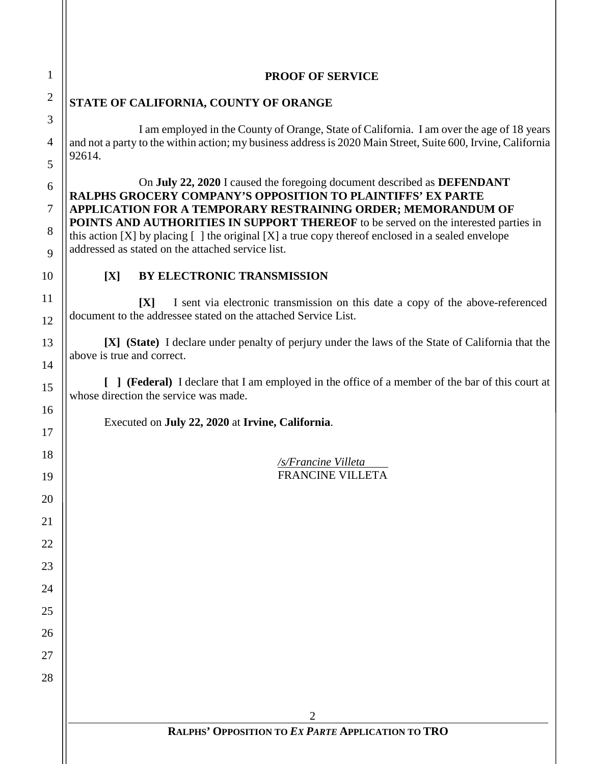## PROOF OF SERVICE

**STATE OF CALIFORNIA, COUNTY OF ORANGE**

I am employed in the County of Orange, State of California. I am over the age of 18 years and not a party to the within action; my business address is 2020 Main Street, Suite 600, Irvine, California 92614.

On **July 22, 2020** I caused the foregoing document described as **DEFENDANT RALPHS GROCERY COMPANY'S OPPOSITION TO PLAINTIFFS' EX PARTE APPLICATION FOR A TEMPORARY RESTRAINING ORDER; MEMORANDUM OF POINTS AND AUTHORITIES IN SUPPORT THEREOF** to be served on the interested parties in this action [X] by placing [ ] the original [X] a true copy thereof enclosed in a sealed envelope addressed as stated on the attached service list.

**[X] BY ELECTRONIC TRANSMISSION**

**[X]** I sent via electronic transmission on this date a copy of the above-referenced document to the addressee stated on the attached Service List.

**[X] (State)** I declare under penalty of perjury under the laws of the State of California that the above is true and correct.

**[ ] (Federal)** I declare that I am employed in the office of a member of the bar of this court at whose direction the service was made.

Executed on **July 22, 2020** at **Irvine, California**.

*/s/Francine Villeta*
FRANCINE VILLETA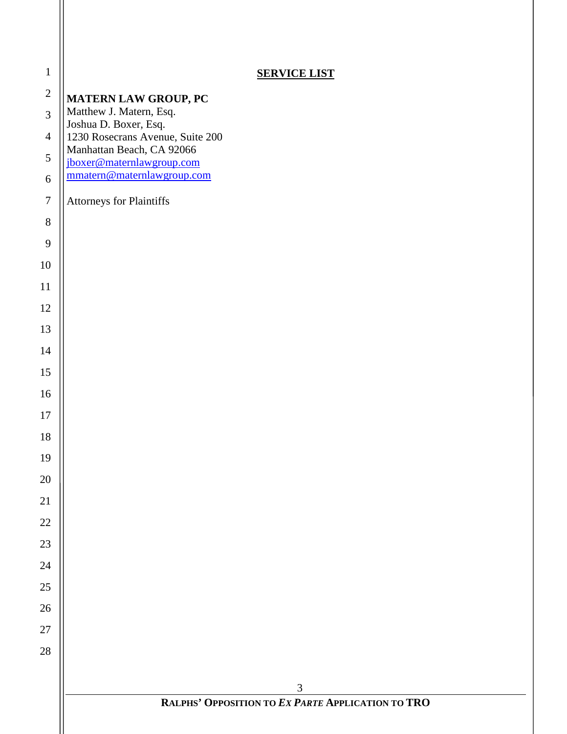## SERVICE LIST

**MATERN LAW GROUP, PC**
Matthew J. Matern, Esq.
Joshua D. Boxer, Esq.
1230 Rosecrans Avenue, Suite 200
Manhattan Beach, CA 92066
jboxer@maternlawgroup.com
mmatern@maternlawgroup.com

Attorneys for Plaintiffs